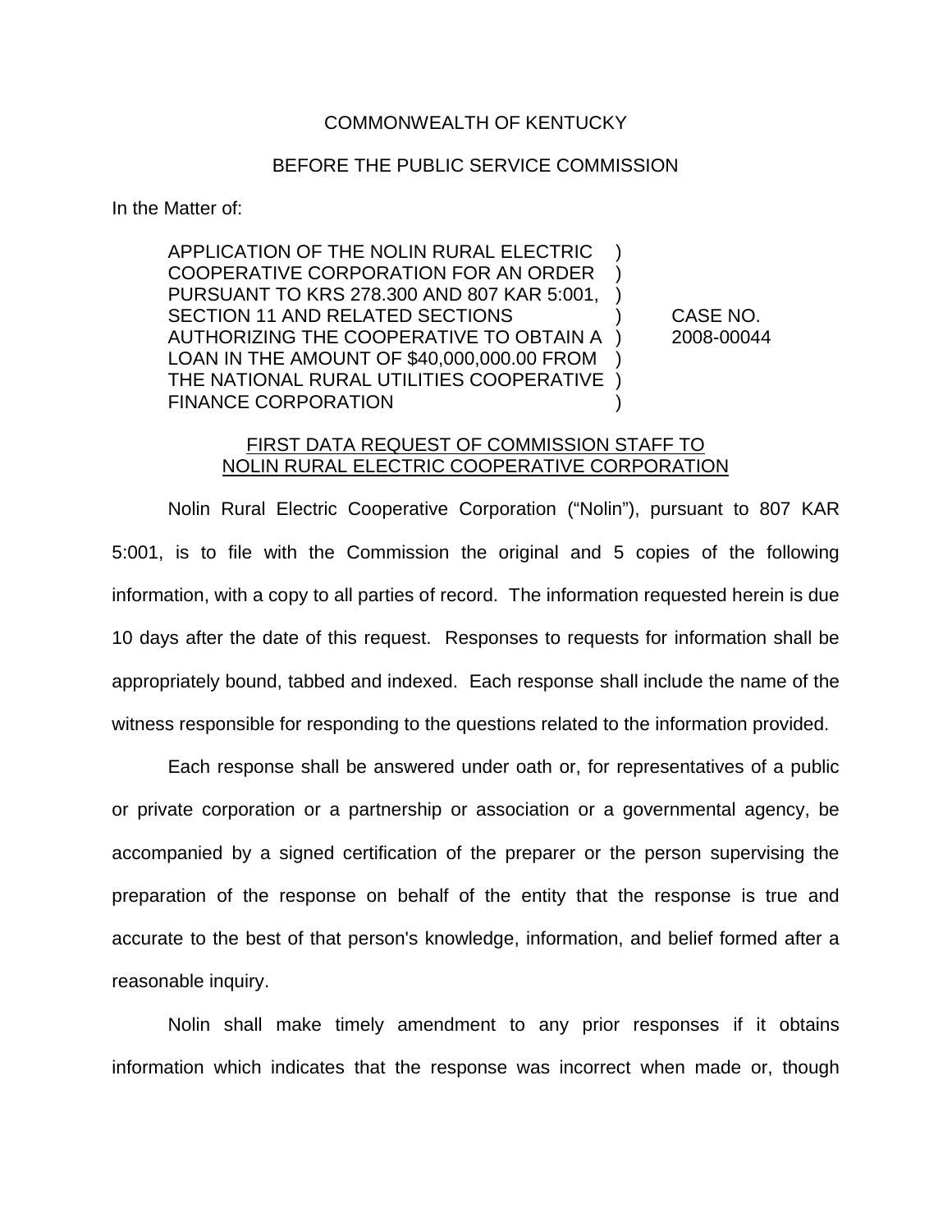COMMONWEALTH OF KENTUCKY

BEFORE THE PUBLIC SERVICE COMMISSION

In the Matter of:

| | | |
|---|---|---|
| APPLICATION OF THE NOLIN RURAL ELECTRIC COOPERATIVE CORPORATION FOR AN ORDER PURSUANT TO KRS 278.300 AND 807 KAR 5:001, SECTION 11 AND RELATED SECTIONS AUTHORIZING THE COOPERATIVE TO OBTAIN A LOAN IN THE AMOUNT OF $40,000,000.00 FROM THE NATIONAL RURAL UTILITIES COOPERATIVE FINANCE CORPORATION | ) | CASE NO. 2008-00044 |

FIRST DATA REQUEST OF COMMISSION STAFF TO NOLIN RURAL ELECTRIC COOPERATIVE CORPORATION

Nolin Rural Electric Cooperative Corporation ("Nolin"), pursuant to 807 KAR 5:001, is to file with the Commission the original and 5 copies of the following information, with a copy to all parties of record. The information requested herein is due 10 days after the date of this request. Responses to requests for information shall be appropriately bound, tabbed and indexed. Each response shall include the name of the witness responsible for responding to the questions related to the information provided.

Each response shall be answered under oath or, for representatives of a public or private corporation or a partnership or association or a governmental agency, be accompanied by a signed certification of the preparer or the person supervising the preparation of the response on behalf of the entity that the response is true and accurate to the best of that person's knowledge, information, and belief formed after a reasonable inquiry.

Nolin shall make timely amendment to any prior responses if it obtains information which indicates that the response was incorrect when made or, though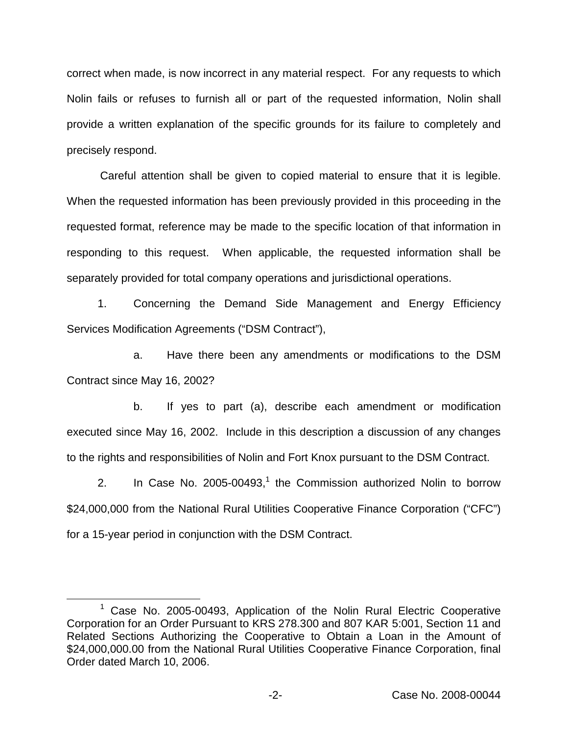correct when made, is now incorrect in any material respect. For any requests to which Nolin fails or refuses to furnish all or part of the requested information, Nolin shall provide a written explanation of the specific grounds for its failure to completely and precisely respond.

Careful attention shall be given to copied material to ensure that it is legible. When the requested information has been previously provided in this proceeding in the requested format, reference may be made to the specific location of that information in responding to this request. When applicable, the requested information shall be separately provided for total company operations and jurisdictional operations.

1. Concerning the Demand Side Management and Energy Efficiency Services Modification Agreements ("DSM Contract"),

   a. Have there been any amendments or modifications to the DSM Contract since May 16, 2002?

   b. If yes to part (a), describe each amendment or modification executed since May 16, 2002. Include in this description a discussion of any changes to the rights and responsibilities of Nolin and Fort Knox pursuant to the DSM Contract.

2. In Case No. 2005-00493,[1] the Commission authorized Nolin to borrow $24,000,000 from the National Rural Utilities Cooperative Finance Corporation ("CFC") for a 15-year period in conjunction with the DSM Contract.

[1] Case No. 2005-00493, Application of the Nolin Rural Electric Cooperative Corporation for an Order Pursuant to KRS 278.300 and 807 KAR 5:001, Section 11 and Related Sections Authorizing the Cooperative to Obtain a Loan in the Amount of $24,000,000.00 from the National Rural Utilities Cooperative Finance Corporation, final Order dated March 10, 2006.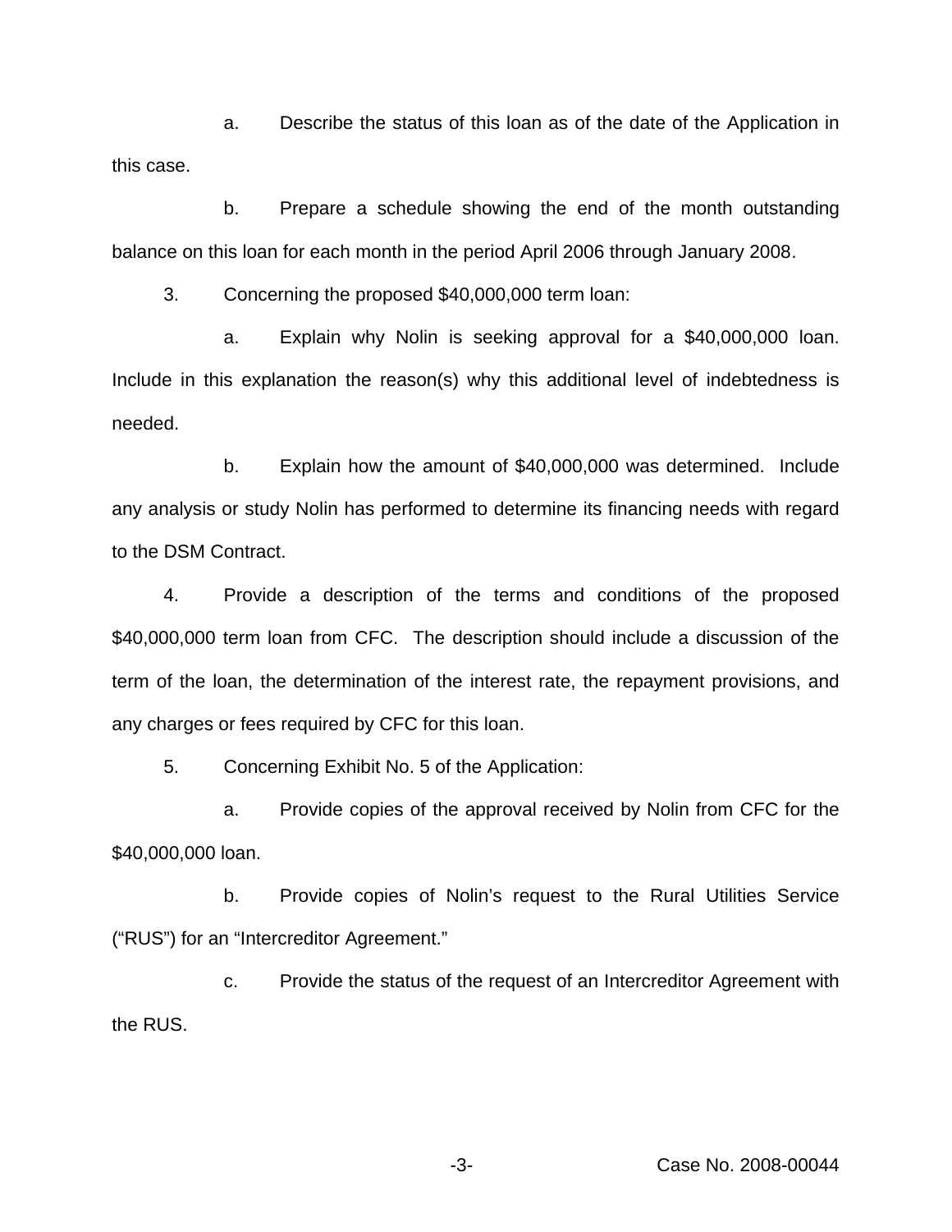a. Describe the status of this loan as of the date of the Application in this case.

b. Prepare a schedule showing the end of the month outstanding balance on this loan for each month in the period April 2006 through January 2008.

3. Concerning the proposed $40,000,000 term loan:

a. Explain why Nolin is seeking approval for a $40,000,000 loan. Include in this explanation the reason(s) why this additional level of indebtedness is needed.

b. Explain how the amount of $40,000,000 was determined. Include any analysis or study Nolin has performed to determine its financing needs with regard to the DSM Contract.

4. Provide a description of the terms and conditions of the proposed $40,000,000 term loan from CFC. The description should include a discussion of the term of the loan, the determination of the interest rate, the repayment provisions, and any charges or fees required by CFC for this loan.

5. Concerning Exhibit No. 5 of the Application:

a. Provide copies of the approval received by Nolin from CFC for the $40,000,000 loan.

b. Provide copies of Nolin's request to the Rural Utilities Service ("RUS") for an "Intercreditor Agreement."

c. Provide the status of the request of an Intercreditor Agreement with the RUS.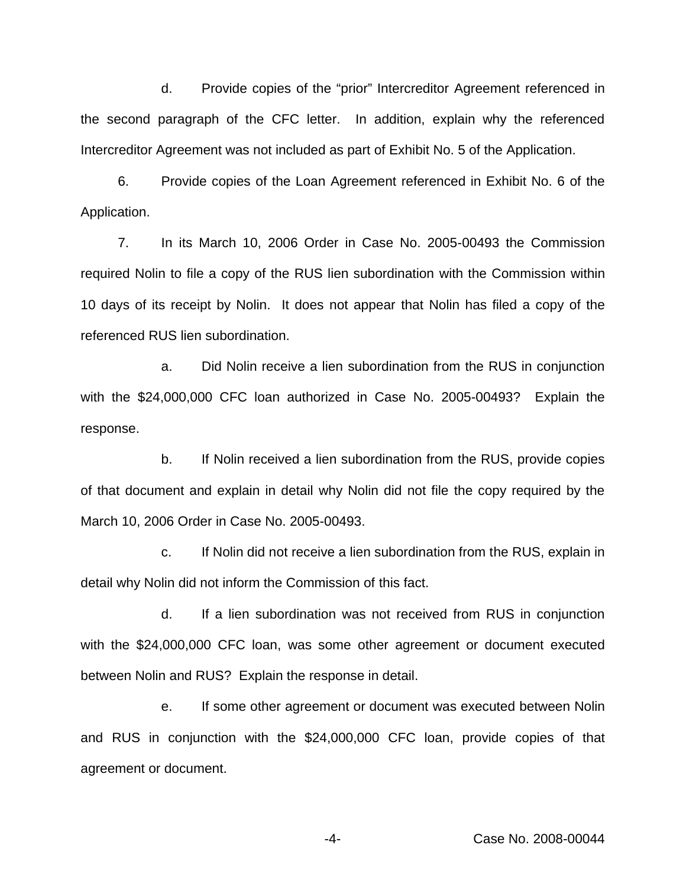d. Provide copies of the “prior” Intercreditor Agreement referenced in the second paragraph of the CFC letter. In addition, explain why the referenced Intercreditor Agreement was not included as part of Exhibit No. 5 of the Application.

6. Provide copies of the Loan Agreement referenced in Exhibit No. 6 of the Application.

7. In its March 10, 2006 Order in Case No. 2005-00493 the Commission required Nolin to file a copy of the RUS lien subordination with the Commission within 10 days of its receipt by Nolin. It does not appear that Nolin has filed a copy of the referenced RUS lien subordination.

a. Did Nolin receive a lien subordination from the RUS in conjunction with the $24,000,000 CFC loan authorized in Case No. 2005-00493? Explain the response.

b. If Nolin received a lien subordination from the RUS, provide copies of that document and explain in detail why Nolin did not file the copy required by the March 10, 2006 Order in Case No. 2005-00493.

c. If Nolin did not receive a lien subordination from the RUS, explain in detail why Nolin did not inform the Commission of this fact.

d. If a lien subordination was not received from RUS in conjunction with the $24,000,000 CFC loan, was some other agreement or document executed between Nolin and RUS? Explain the response in detail.

e. If some other agreement or document was executed between Nolin and RUS in conjunction with the $24,000,000 CFC loan, provide copies of that agreement or document.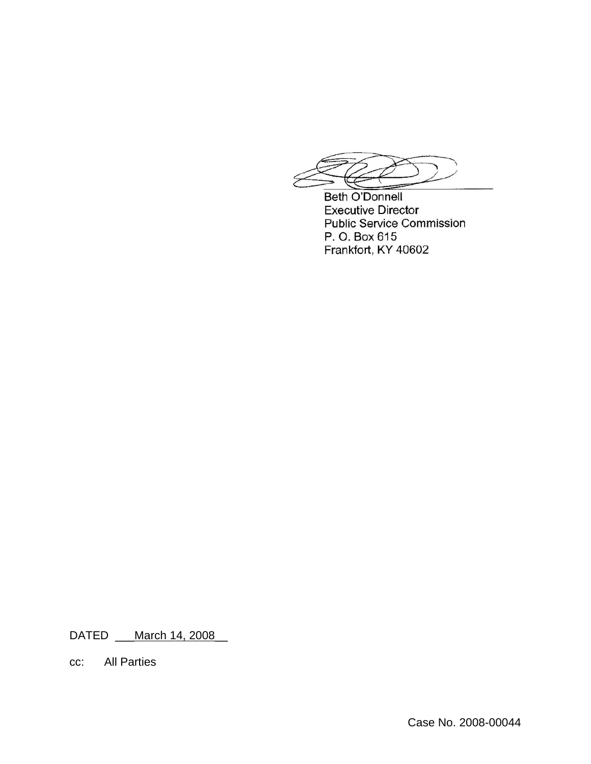Beth O'Donnell
Executive Director
Public Service Commission
P. O. Box 615
Frankfort, KY 40602

DATED ___March 14, 2008__

cc: All Parties

Case No. 2008-00044